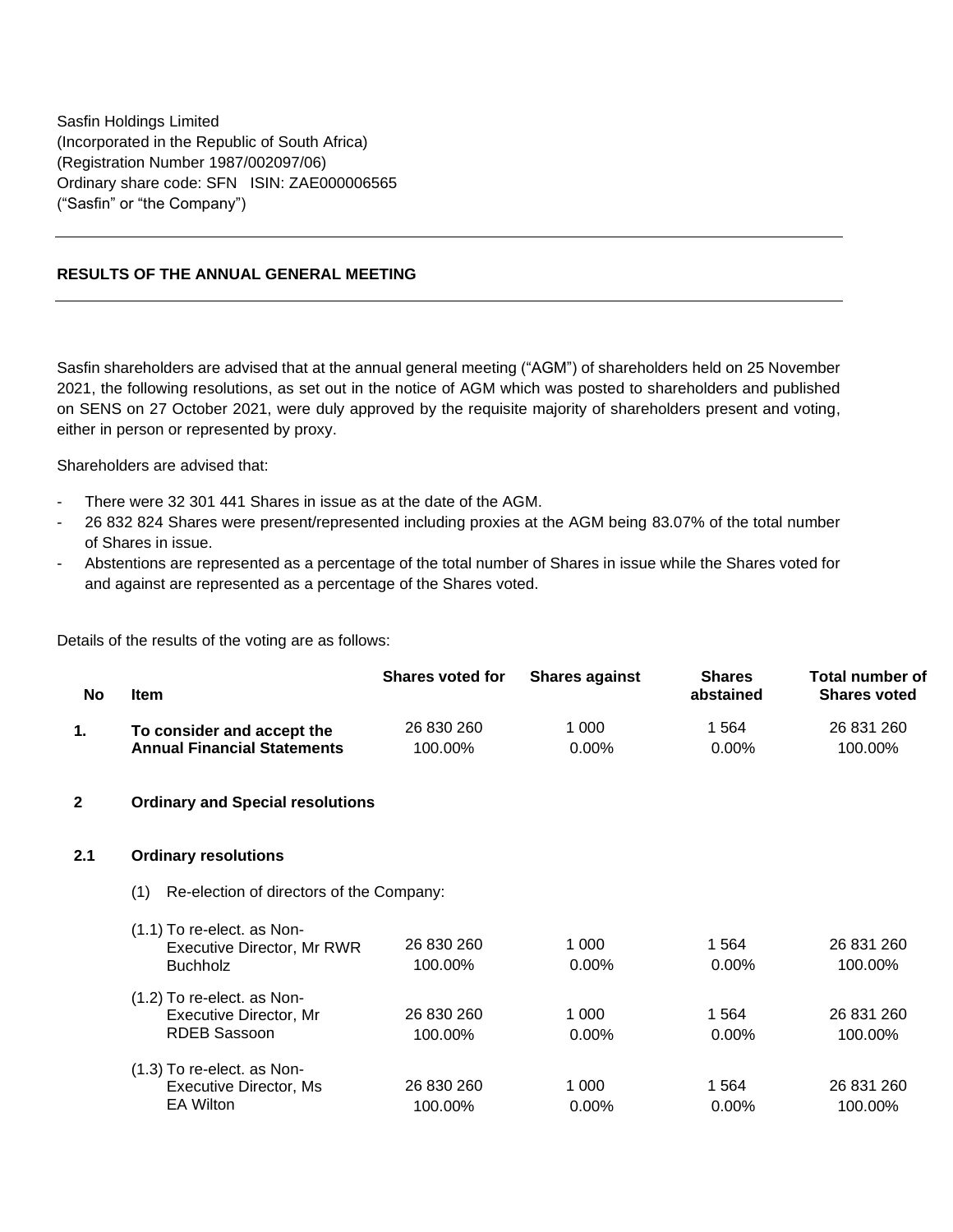Sasfin Holdings Limited
(Incorporated in the Republic of South Africa)
(Registration Number 1987/002097/06)
Ordinary share code: SFN ISIN: ZAE000006565
("Sasfin" or "the Company")

---

**RESULTS OF THE ANNUAL GENERAL MEETING**

---

Sasfin shareholders are advised that at the annual general meeting ("AGM") of shareholders held on 25 November 2021, the following resolutions, as set out in the notice of AGM which was posted to shareholders and published on SENS on 27 October 2021, were duly approved by the requisite majority of shareholders present and voting, either in person or represented by proxy.

Shareholders are advised that:

- There were 32 301 441 Shares in issue as at the date of the AGM.
- 26 832 824 Shares were present/represented including proxies at the AGM being 83.07% of the total number of Shares in issue.
- Abstentions are represented as a percentage of the total number of Shares in issue while the Shares voted for and against are represented as a percentage of the Shares voted.

Details of the results of the voting are as follows:

| No | Item | Shares voted for | Shares against | Shares abstained | Total number of Shares voted |
|---|---|---|---|---|---|
| **1.** | **To consider and accept the Annual Financial Statements** | 26 830 260<br>100.00% | 1 000<br>0.00% | 1 564<br>0.00% | 26 831 260<br>100.00% |
| **2** | **Ordinary and Special resolutions** | | | | |
| **2.1** | **Ordinary resolutions** | | | | |
| | (1) Re-election of directors of the Company: | | | | |
| | (1.1) To re-elect. as Non-Executive Director, Mr RWR Buchholz | 26 830 260<br>100.00% | 1 000<br>0.00% | 1 564<br>0.00% | 26 831 260<br>100.00% |
| | (1.2) To re-elect. as Non-Executive Director, Mr RDEB Sassoon | 26 830 260<br>100.00% | 1 000<br>0.00% | 1 564<br>0.00% | 26 831 260<br>100.00% |
| | (1.3) To re-elect. as Non-Executive Director, Ms EA Wilton | 26 830 260<br>100.00% | 1 000<br>0.00% | 1 564<br>0.00% | 26 831 260<br>100.00% |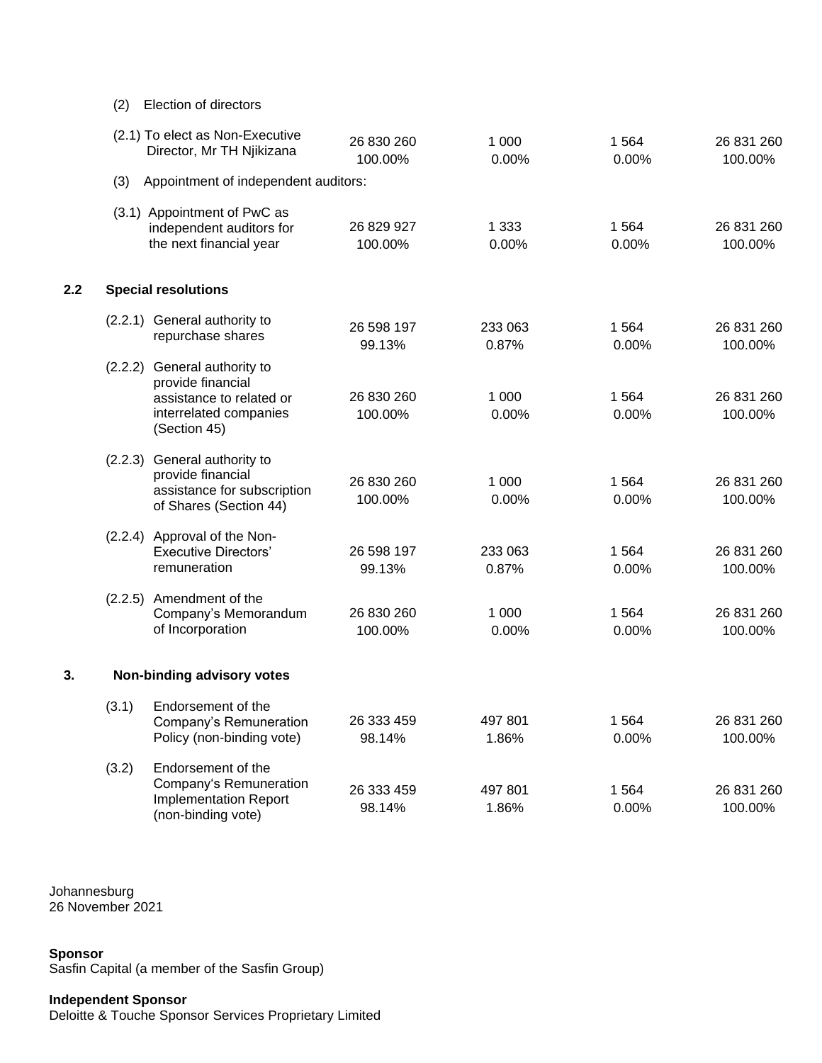| | | | | |
|---|---|---|---|---|
| (2) Election of directors | | | | |
| (2.1) To elect as Non-Executive Director, Mr TH Njikizana | 26 830 260<br>100.00% | 1 000<br>0.00% | 1 564<br>0.00% | 26 831 260<br>100.00% |
| (3) Appointment of independent auditors: | | | | |
| (3.1) Appointment of PwC as independent auditors for the next financial year | 26 829 927<br>100.00% | 1 333<br>0.00% | 1 564<br>0.00% | 26 831 260<br>100.00% |
| **2.2 Special resolutions** | | | | |
| (2.2.1) General authority to repurchase shares | 26 598 197<br>99.13% | 233 063<br>0.87% | 1 564<br>0.00% | 26 831 260<br>100.00% |
| (2.2.2) General authority to provide financial assistance to related or interrelated companies (Section 45) | 26 830 260<br>100.00% | 1 000<br>0.00% | 1 564<br>0.00% | 26 831 260<br>100.00% |
| (2.2.3) General authority to provide financial assistance for subscription of Shares (Section 44) | 26 830 260<br>100.00% | 1 000<br>0.00% | 1 564<br>0.00% | 26 831 260<br>100.00% |
| (2.2.4) Approval of the Non-Executive Directors' remuneration | 26 598 197<br>99.13% | 233 063<br>0.87% | 1 564<br>0.00% | 26 831 260<br>100.00% |
| (2.2.5) Amendment of the Company's Memorandum of Incorporation | 26 830 260<br>100.00% | 1 000<br>0.00% | 1 564<br>0.00% | 26 831 260<br>100.00% |
| **3. Non-binding advisory votes** | | | | |
| (3.1) Endorsement of the Company's Remuneration Policy (non-binding vote) | 26 333 459<br>98.14% | 497 801<br>1.86% | 1 564<br>0.00% | 26 831 260<br>100.00% |
| (3.2) Endorsement of the Company's Remuneration Implementation Report (non-binding vote) | 26 333 459<br>98.14% | 497 801<br>1.86% | 1 564<br>0.00% | 26 831 260<br>100.00% |

Johannesburg
26 November 2021

**Sponsor**
Sasfin Capital (a member of the Sasfin Group)

**Independent Sponsor**
Deloitte & Touche Sponsor Services Proprietary Limited